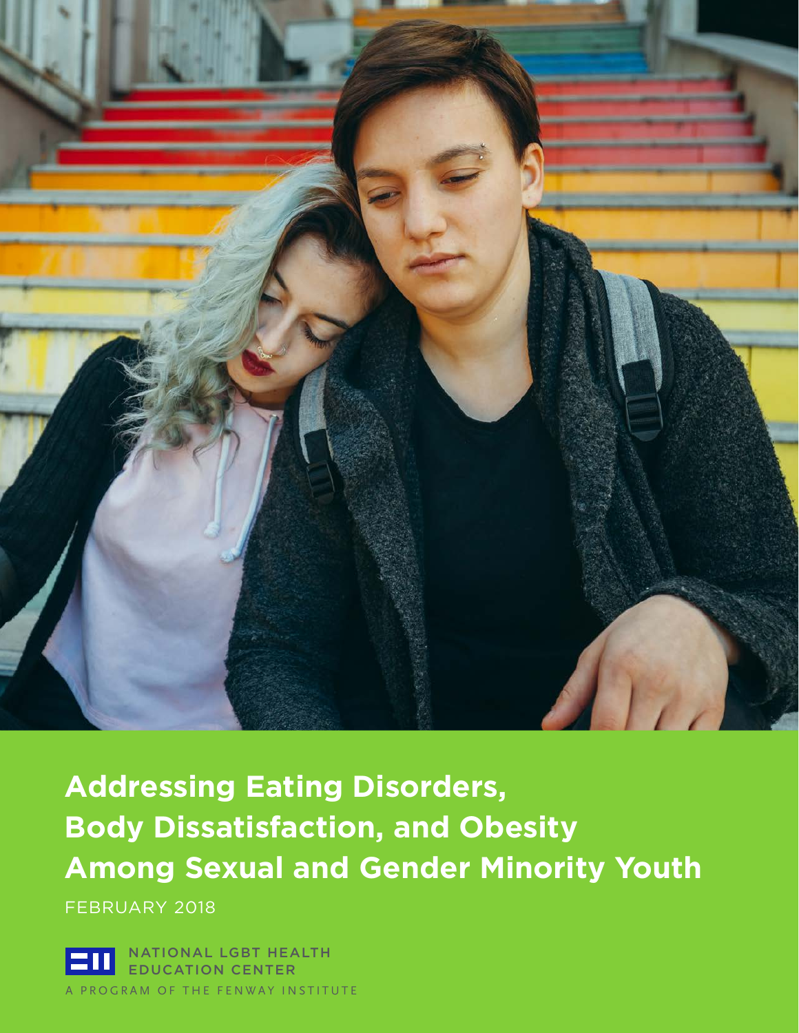# Addressing Eating Disorders, Body Dissatisfaction, and Obesity Among Sexual and Gender Minority Youth

FEBRUARY 2018

NATIONAL LGBT HEALTH EDUCATION CENTER

A PROGRAM OF THE FENWAY INSTITUTE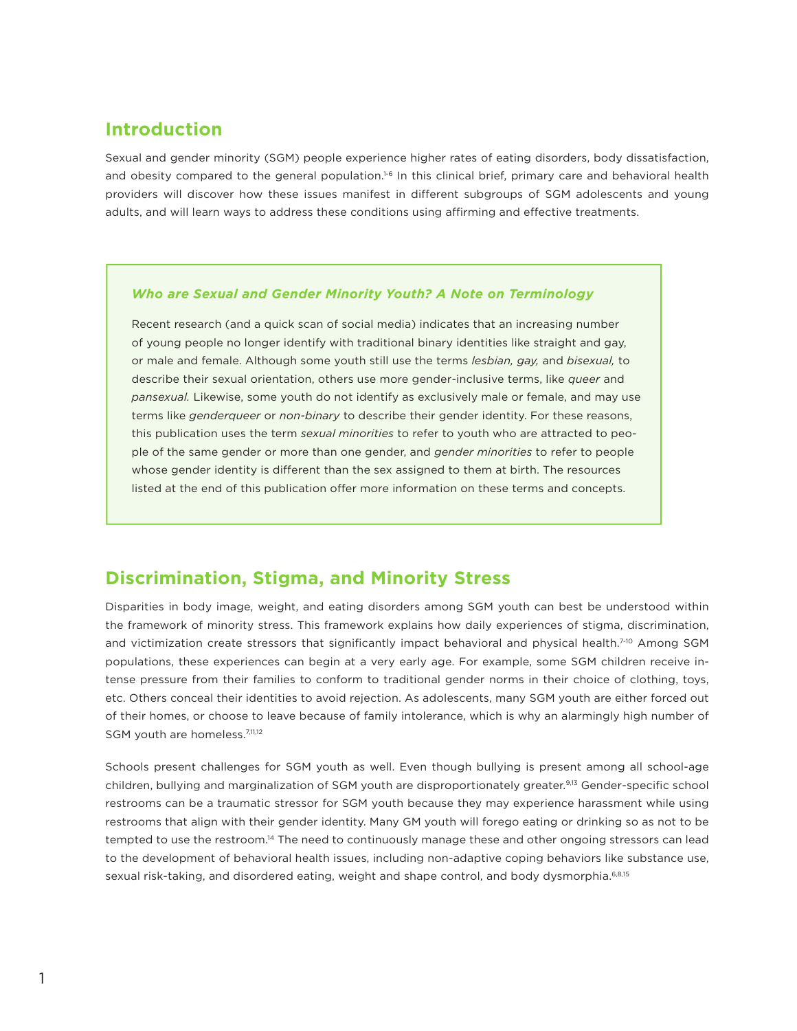## Introduction

Sexual and gender minority (SGM) people experience higher rates of eating disorders, body dissatisfaction, and obesity compared to the general population.[1-6] In this clinical brief, primary care and behavioral health providers will discover how these issues manifest in different subgroups of SGM adolescents and young adults, and will learn ways to address these conditions using affirming and effective treatments.

> ***Who are Sexual and Gender Minority Youth? A Note on Terminology***
>
> Recent research (and a quick scan of social media) indicates that an increasing number of young people no longer identify with traditional binary identities like straight and gay, or male and female. Although some youth still use the terms *lesbian, gay,* and *bisexual,* to describe their sexual orientation, others use more gender-inclusive terms, like *queer* and *pansexual.* Likewise, some youth do not identify as exclusively male or female, and may use terms like *genderqueer* or *non-binary* to describe their gender identity. For these reasons, this publication uses the term *sexual minorities* to refer to youth who are attracted to people of the same gender or more than one gender, and *gender minorities* to refer to people whose gender identity is different than the sex assigned to them at birth. The resources listed at the end of this publication offer more information on these terms and concepts.

## Discrimination, Stigma, and Minority Stress

Disparities in body image, weight, and eating disorders among SGM youth can best be understood within the framework of minority stress. This framework explains how daily experiences of stigma, discrimination, and victimization create stressors that significantly impact behavioral and physical health.[7-10] Among SGM populations, these experiences can begin at a very early age. For example, some SGM children receive intense pressure from their families to conform to traditional gender norms in their choice of clothing, toys, etc. Others conceal their identities to avoid rejection. As adolescents, many SGM youth are either forced out of their homes, or choose to leave because of family intolerance, which is why an alarmingly high number of SGM youth are homeless.[7,11,12]

Schools present challenges for SGM youth as well. Even though bullying is present among all school-age children, bullying and marginalization of SGM youth are disproportionately greater.[9,13] Gender-specific school restrooms can be a traumatic stressor for SGM youth because they may experience harassment while using restrooms that align with their gender identity. Many GM youth will forego eating or drinking so as not to be tempted to use the restroom.[14] The need to continuously manage these and other ongoing stressors can lead to the development of behavioral health issues, including non-adaptive coping behaviors like substance use, sexual risk-taking, and disordered eating, weight and shape control, and body dysmorphia.[6,8,15]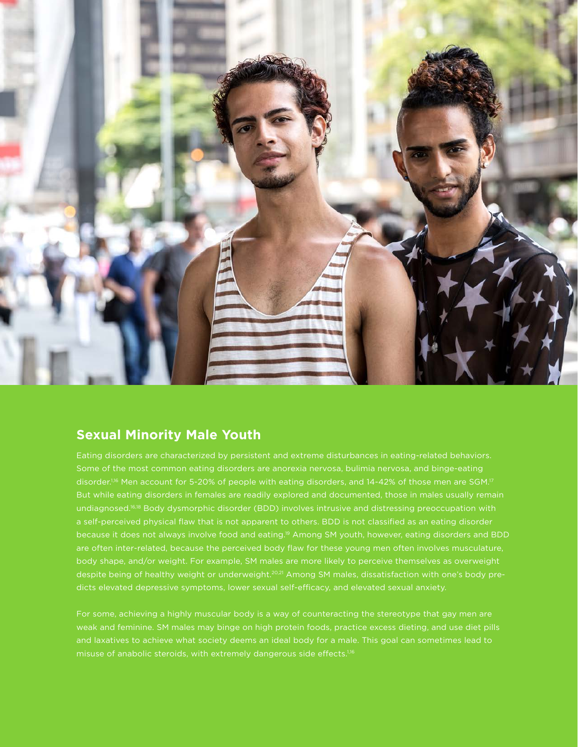## Sexual Minority Male Youth

Eating disorders are characterized by persistent and extreme disturbances in eating-related behaviors. Some of the most common eating disorders are anorexia nervosa, bulimia nervosa, and binge-eating disorder.[1,16] Men account for 5-20% of people with eating disorders, and 14-42% of those men are SGM.[17] But while eating disorders in females are readily explored and documented, those in males usually remain undiagnosed.[16,18] Body dysmorphic disorder (BDD) involves intrusive and distressing preoccupation with a self-perceived physical flaw that is not apparent to others. BDD is not classified as an eating disorder because it does not always involve food and eating.[19] Among SM youth, however, eating disorders and BDD are often inter-related, because the perceived body flaw for these young men often involves musculature, body shape, and/or weight. For example, SM males are more likely to perceive themselves as overweight despite being of healthy weight or underweight.[20,21] Among SM males, dissatisfaction with one's body predicts elevated depressive symptoms, lower sexual self-efficacy, and elevated sexual anxiety.

For some, achieving a highly muscular body is a way of counteracting the stereotype that gay men are weak and feminine. SM males may binge on high protein foods, practice excess dieting, and use diet pills and laxatives to achieve what society deems an ideal body for a male. This goal can sometimes lead to misuse of anabolic steroids, with extremely dangerous side effects.[1,16]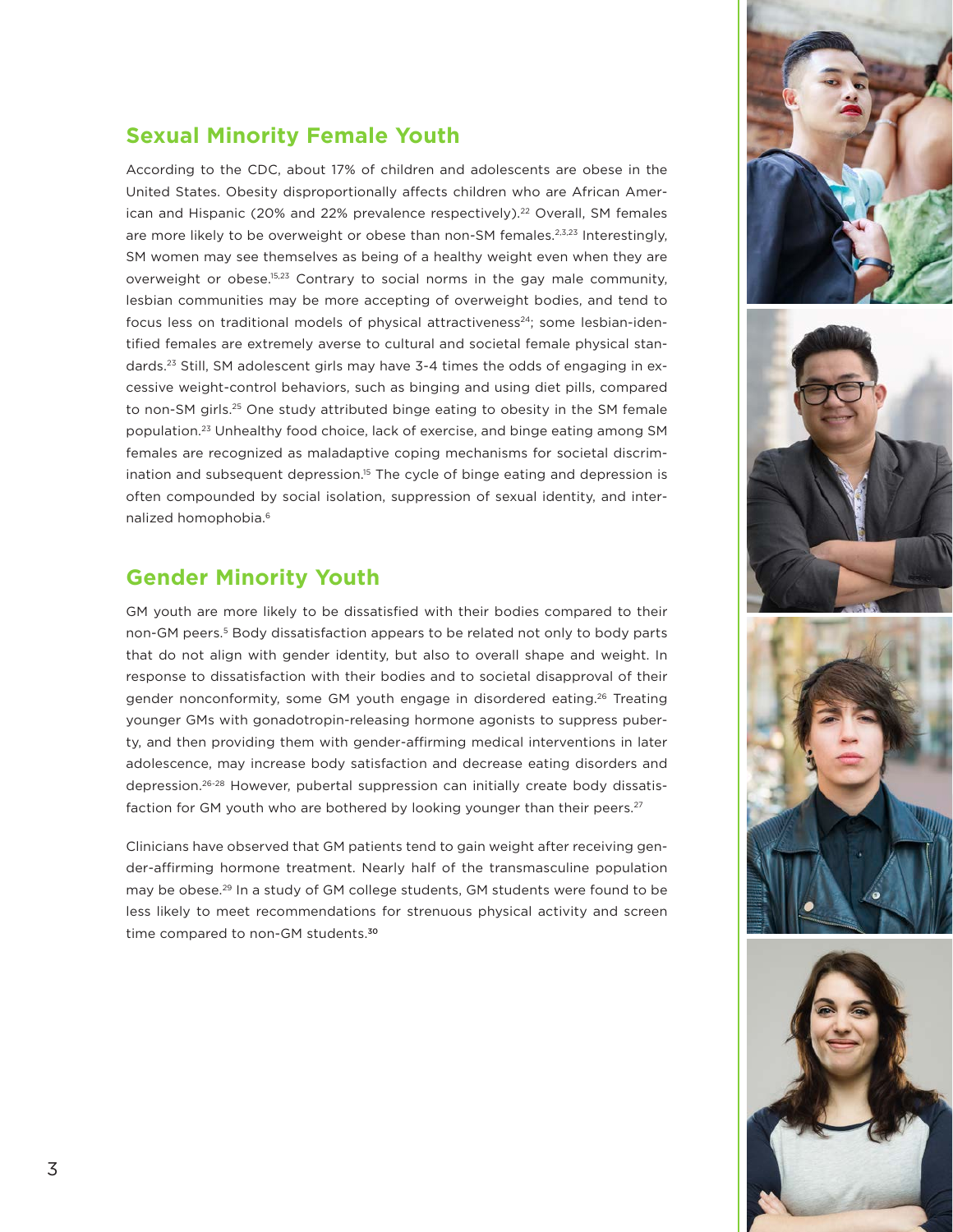## Sexual Minority Female Youth

According to the CDC, about 17% of children and adolescents are obese in the United States. Obesity disproportionally affects children who are African American and Hispanic (20% and 22% prevalence respectively).[22] Overall, SM females are more likely to be overweight or obese than non-SM females.[2,3,23] Interestingly, SM women may see themselves as being of a healthy weight even when they are overweight or obese.[15,23] Contrary to social norms in the gay male community, lesbian communities may be more accepting of overweight bodies, and tend to focus less on traditional models of physical attractiveness[24]; some lesbian-identified females are extremely averse to cultural and societal female physical standards.[23] Still, SM adolescent girls may have 3-4 times the odds of engaging in excessive weight-control behaviors, such as binging and using diet pills, compared to non-SM girls.[25] One study attributed binge eating to obesity in the SM female population.[23] Unhealthy food choice, lack of exercise, and binge eating among SM females are recognized as maladaptive coping mechanisms for societal discrimination and subsequent depression.[15] The cycle of binge eating and depression is often compounded by social isolation, suppression of sexual identity, and internalized homophobia.[6]

## Gender Minority Youth

GM youth are more likely to be dissatisfied with their bodies compared to their non-GM peers.[5] Body dissatisfaction appears to be related not only to body parts that do not align with gender identity, but also to overall shape and weight. In response to dissatisfaction with their bodies and to societal disapproval of their gender nonconformity, some GM youth engage in disordered eating.[26] Treating younger GMs with gonadotropin-releasing hormone agonists to suppress puberty, and then providing them with gender-affirming medical interventions in later adolescence, may increase body satisfaction and decrease eating disorders and depression.[26-28] However, pubertal suppression can initially create body dissatisfaction for GM youth who are bothered by looking younger than their peers.[27]

Clinicians have observed that GM patients tend to gain weight after receiving gender-affirming hormone treatment. Nearly half of the transmasculine population may be obese.[29] In a study of GM college students, GM students were found to be less likely to meet recommendations for strenuous physical activity and screen time compared to non-GM students.[30]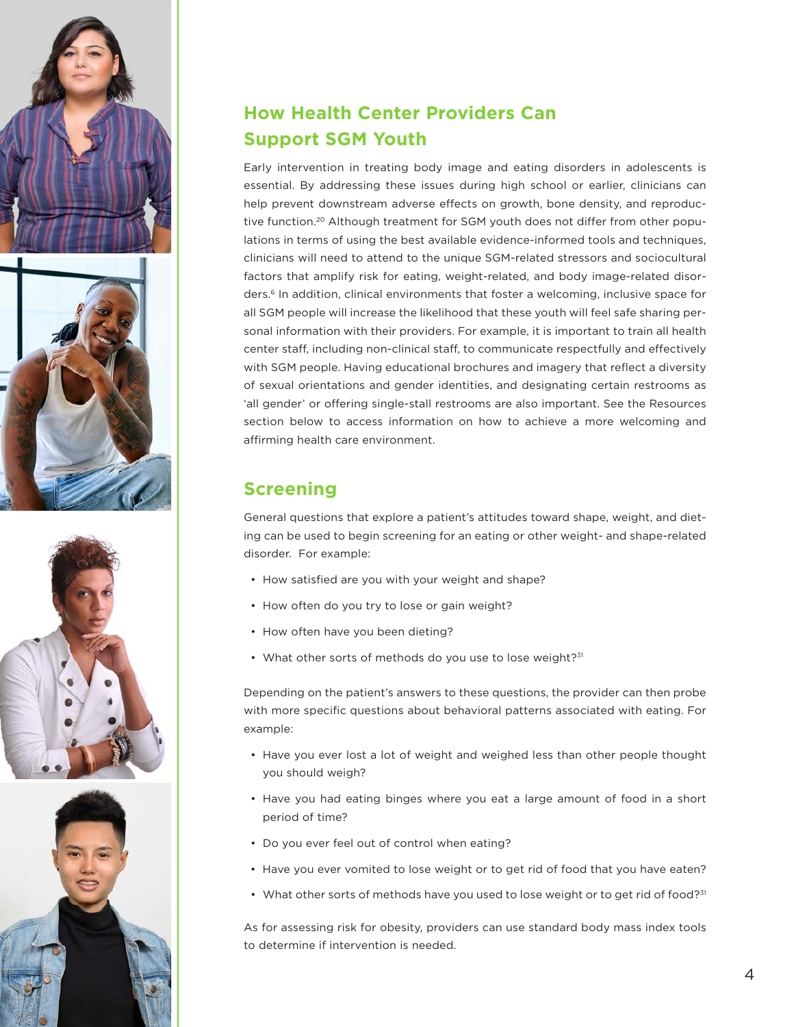## How Health Center Providers Can Support SGM Youth

Early intervention in treating body image and eating disorders in adolescents is essential. By addressing these issues during high school or earlier, clinicians can help prevent downstream adverse effects on growth, bone density, and reproductive function.[20] Although treatment for SGM youth does not differ from other populations in terms of using the best available evidence-informed tools and techniques, clinicians will need to attend to the unique SGM-related stressors and sociocultural factors that amplify risk for eating, weight-related, and body image-related disorders.[6] In addition, clinical environments that foster a welcoming, inclusive space for all SGM people will increase the likelihood that these youth will feel safe sharing personal information with their providers. For example, it is important to train all health center staff, including non-clinical staff, to communicate respectfully and effectively with SGM people. Having educational brochures and imagery that reflect a diversity of sexual orientations and gender identities, and designating certain restrooms as 'all gender' or offering single-stall restrooms are also important. See the Resources section below to access information on how to achieve a more welcoming and affirming health care environment.

## Screening

General questions that explore a patient's attitudes toward shape, weight, and dieting can be used to begin screening for an eating or other weight- and shape-related disorder. For example:

- How satisfied are you with your weight and shape?
- How often do you try to lose or gain weight?
- How often have you been dieting?
- What other sorts of methods do you use to lose weight?[31]

Depending on the patient's answers to these questions, the provider can then probe with more specific questions about behavioral patterns associated with eating. For example:

- Have you ever lost a lot of weight and weighed less than other people thought you should weigh?
- Have you had eating binges where you eat a large amount of food in a short period of time?
- Do you ever feel out of control when eating?
- Have you ever vomited to lose weight or to get rid of food that you have eaten?
- What other sorts of methods have you used to lose weight or to get rid of food?[31]

As for assessing risk for obesity, providers can use standard body mass index tools to determine if intervention is needed.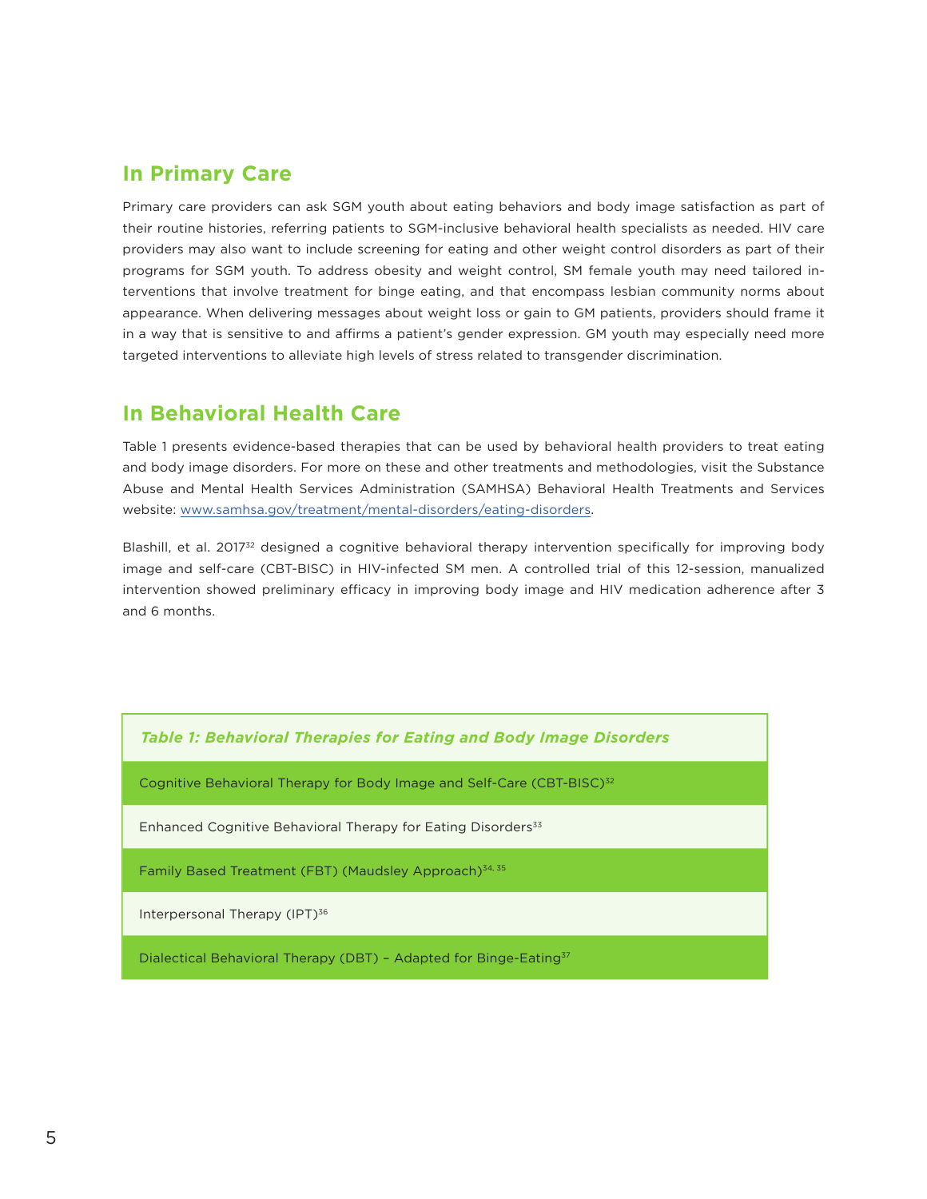## In Primary Care

Primary care providers can ask SGM youth about eating behaviors and body image satisfaction as part of their routine histories, referring patients to SGM-inclusive behavioral health specialists as needed. HIV care providers may also want to include screening for eating and other weight control disorders as part of their programs for SGM youth. To address obesity and weight control, SM female youth may need tailored interventions that involve treatment for binge eating, and that encompass lesbian community norms about appearance. When delivering messages about weight loss or gain to GM patients, providers should frame it in a way that is sensitive to and affirms a patient's gender expression. GM youth may especially need more targeted interventions to alleviate high levels of stress related to transgender discrimination.

## In Behavioral Health Care

Table 1 presents evidence-based therapies that can be used by behavioral health providers to treat eating and body image disorders. For more on these and other treatments and methodologies, visit the Substance Abuse and Mental Health Services Administration (SAMHSA) Behavioral Health Treatments and Services website: [www.samhsa.gov/treatment/mental-disorders/eating-disorders](www.samhsa.gov/treatment/mental-disorders/eating-disorders).

Blashill, et al. 2017[32] designed a cognitive behavioral therapy intervention specifically for improving body image and self-care (CBT-BISC) in HIV-infected SM men. A controlled trial of this 12-session, manualized intervention showed preliminary efficacy in improving body image and HIV medication adherence after 3 and 6 months.

| *Table 1: Behavioral Therapies for Eating and Body Image Disorders* |
|---|
| Cognitive Behavioral Therapy for Body Image and Self-Care (CBT-BISC)[32] |
| Enhanced Cognitive Behavioral Therapy for Eating Disorders[33] |
| Family Based Treatment (FBT) (Maudsley Approach)[34, 35] |
| Interpersonal Therapy (IPT)[36] |
| Dialectical Behavioral Therapy (DBT) – Adapted for Binge-Eating[37] |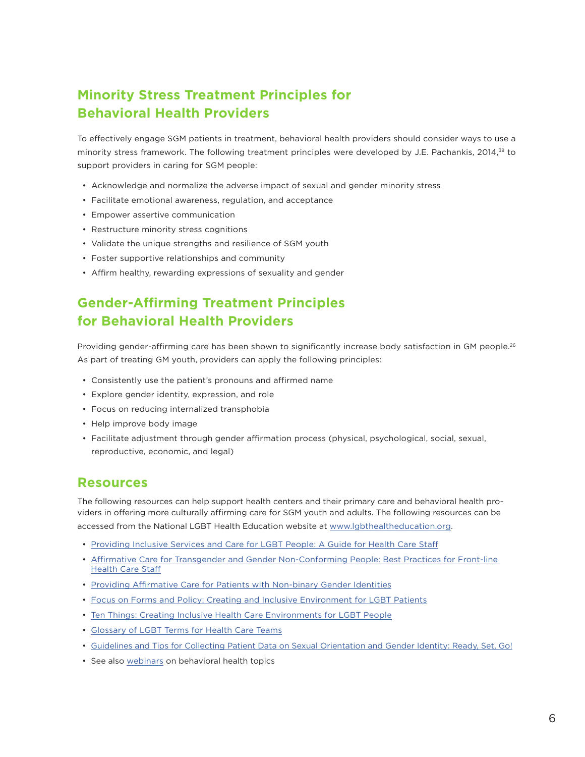## Minority Stress Treatment Principles for Behavioral Health Providers

To effectively engage SGM patients in treatment, behavioral health providers should consider ways to use a minority stress framework. The following treatment principles were developed by J.E. Pachankis, 2014,[38] to support providers in caring for SGM people:

- Acknowledge and normalize the adverse impact of sexual and gender minority stress
- Facilitate emotional awareness, regulation, and acceptance
- Empower assertive communication
- Restructure minority stress cognitions
- Validate the unique strengths and resilience of SGM youth
- Foster supportive relationships and community
- Affirm healthy, rewarding expressions of sexuality and gender

## Gender-Affirming Treatment Principles for Behavioral Health Providers

Providing gender-affirming care has been shown to significantly increase body satisfaction in GM people.[26] As part of treating GM youth, providers can apply the following principles:

- Consistently use the patient's pronouns and affirmed name
- Explore gender identity, expression, and role
- Focus on reducing internalized transphobia
- Help improve body image
- Facilitate adjustment through gender affirmation process (physical, psychological, social, sexual, reproductive, economic, and legal)

## Resources

The following resources can help support health centers and their primary care and behavioral health providers in offering more culturally affirming care for SGM youth and adults. The following resources can be accessed from the National LGBT Health Education website at www.lgbthealtheducation.org.

- Providing Inclusive Services and Care for LGBT People: A Guide for Health Care Staff
- Affirmative Care for Transgender and Gender Non-Conforming People: Best Practices for Front-line Health Care Staff
- Providing Affirmative Care for Patients with Non-binary Gender Identities
- Focus on Forms and Policy: Creating and Inclusive Environment for LGBT Patients
- Ten Things: Creating Inclusive Health Care Environments for LGBT People
- Glossary of LGBT Terms for Health Care Teams
- Guidelines and Tips for Collecting Patient Data on Sexual Orientation and Gender Identity: Ready, Set, Go!
- See also webinars on behavioral health topics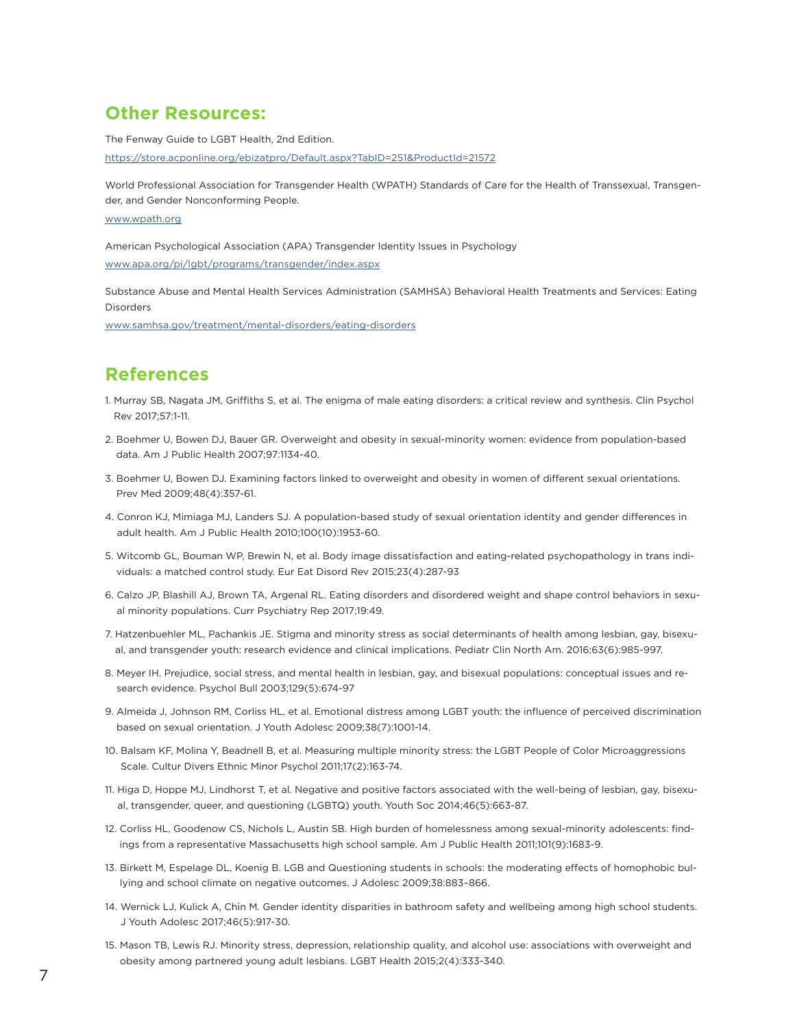## Other Resources:

The Fenway Guide to LGBT Health, 2nd Edition.

https://store.acponline.org/ebizatpro/Default.aspx?TabID=251&ProductId=21572

World Professional Association for Transgender Health (WPATH) Standards of Care for the Health of Transsexual, Transgender, and Gender Nonconforming People.

www.wpath.org

American Psychological Association (APA) Transgender Identity Issues in Psychology

www.apa.org/pi/lgbt/programs/transgender/index.aspx

Substance Abuse and Mental Health Services Administration (SAMHSA) Behavioral Health Treatments and Services: Eating Disorders

www.samhsa.gov/treatment/mental-disorders/eating-disorders

## References

1. Murray SB, Nagata JM, Griffiths S, et al. The enigma of male eating disorders: a critical review and synthesis. Clin Psychol Rev 2017;57:1-11.
2. Boehmer U, Bowen DJ, Bauer GR. Overweight and obesity in sexual-minority women: evidence from population-based data. Am J Public Health 2007;97:1134-40.
3. Boehmer U, Bowen DJ. Examining factors linked to overweight and obesity in women of different sexual orientations. Prev Med 2009;48(4):357-61.
4. Conron KJ, Mimiaga MJ, Landers SJ. A population-based study of sexual orientation identity and gender differences in adult health. Am J Public Health 2010;100(10):1953-60.
5. Witcomb GL, Bouman WP, Brewin N, et al. Body image dissatisfaction and eating-related psychopathology in trans individuals: a matched control study. Eur Eat Disord Rev 2015;23(4):287-93
6. Calzo JP, Blashill AJ, Brown TA, Argenal RL. Eating disorders and disordered weight and shape control behaviors in sexual minority populations. Curr Psychiatry Rep 2017;19:49.
7. Hatzenbuehler ML, Pachankis JE. Stigma and minority stress as social determinants of health among lesbian, gay, bisexual, and transgender youth: research evidence and clinical implications. Pediatr Clin North Am. 2016;63(6):985-997.
8. Meyer IH. Prejudice, social stress, and mental health in lesbian, gay, and bisexual populations: conceptual issues and research evidence. Psychol Bull 2003;129(5):674-97
9. Almeida J, Johnson RM, Corliss HL, et al. Emotional distress among LGBT youth: the influence of perceived discrimination based on sexual orientation. J Youth Adolesc 2009;38(7):1001-14.
10. Balsam KF, Molina Y, Beadnell B, et al. Measuring multiple minority stress: the LGBT People of Color Microaggressions Scale. Cultur Divers Ethnic Minor Psychol 2011;17(2):163-74.
11. Higa D, Hoppe MJ, Lindhorst T, et al. Negative and positive factors associated with the well-being of lesbian, gay, bisexual, transgender, queer, and questioning (LGBTQ) youth. Youth Soc 2014;46(5):663-87.
12. Corliss HL, Goodenow CS, Nichols L, Austin SB. High burden of homelessness among sexual-minority adolescents: findings from a representative Massachusetts high school sample. Am J Public Health 2011;101(9):1683-9.
13. Birkett M, Espelage DL, Koenig B. LGB and Questioning students in schools: the moderating effects of homophobic bullying and school climate on negative outcomes. J Adolesc 2009;38:883–866.
14. Wernick LJ, Kulick A, Chin M. Gender identity disparities in bathroom safety and wellbeing among high school students. J Youth Adolesc 2017;46(5):917-30.
15. Mason TB, Lewis RJ. Minority stress, depression, relationship quality, and alcohol use: associations with overweight and obesity among partnered young adult lesbians. LGBT Health 2015;2(4):333-340.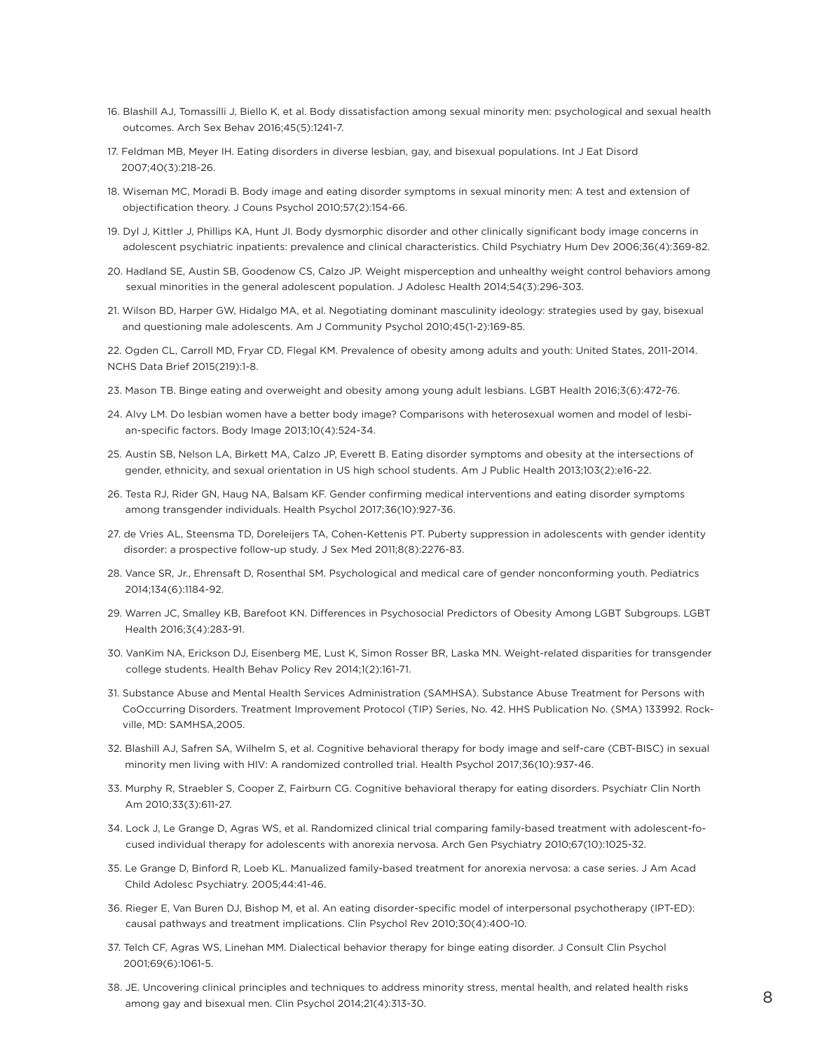16. Blashill AJ, Tomassilli J, Biello K, et al. Body dissatisfaction among sexual minority men: psychological and sexual health outcomes. Arch Sex Behav 2016;45(5):1241-7.

17. Feldman MB, Meyer IH. Eating disorders in diverse lesbian, gay, and bisexual populations. Int J Eat Disord 2007;40(3):218-26.

18. Wiseman MC, Moradi B. Body image and eating disorder symptoms in sexual minority men: A test and extension of objectification theory. J Couns Psychol 2010;57(2):154-66.

19. Dyl J, Kittler J, Phillips KA, Hunt JI. Body dysmorphic disorder and other clinically significant body image concerns in adolescent psychiatric inpatients: prevalence and clinical characteristics. Child Psychiatry Hum Dev 2006;36(4):369-82.

20. Hadland SE, Austin SB, Goodenow CS, Calzo JP. Weight misperception and unhealthy weight control behaviors among sexual minorities in the general adolescent population. J Adolesc Health 2014;54(3):296-303.

21. Wilson BD, Harper GW, Hidalgo MA, et al. Negotiating dominant masculinity ideology: strategies used by gay, bisexual and questioning male adolescents. Am J Community Psychol 2010;45(1-2):169-85.

22. Ogden CL, Carroll MD, Fryar CD, Flegal KM. Prevalence of obesity among adults and youth: United States, 2011-2014. NCHS Data Brief 2015(219):1-8.

23. Mason TB. Binge eating and overweight and obesity among young adult lesbians. LGBT Health 2016;3(6):472-76.

24. Alvy LM. Do lesbian women have a better body image? Comparisons with heterosexual women and model of lesbian-specific factors. Body Image 2013;10(4):524-34.

25. Austin SB, Nelson LA, Birkett MA, Calzo JP, Everett B. Eating disorder symptoms and obesity at the intersections of gender, ethnicity, and sexual orientation in US high school students. Am J Public Health 2013;103(2):e16-22.

26. Testa RJ, Rider GN, Haug NA, Balsam KF. Gender confirming medical interventions and eating disorder symptoms among transgender individuals. Health Psychol 2017;36(10):927-36.

27. de Vries AL, Steensma TD, Doreleijers TA, Cohen-Kettenis PT. Puberty suppression in adolescents with gender identity disorder: a prospective follow-up study. J Sex Med 2011;8(8):2276-83.

28. Vance SR, Jr., Ehrensaft D, Rosenthal SM. Psychological and medical care of gender nonconforming youth. Pediatrics 2014;134(6):1184-92.

29. Warren JC, Smalley KB, Barefoot KN. Differences in Psychosocial Predictors of Obesity Among LGBT Subgroups. LGBT Health 2016;3(4):283-91.

30. VanKim NA, Erickson DJ, Eisenberg ME, Lust K, Simon Rosser BR, Laska MN. Weight-related disparities for transgender college students. Health Behav Policy Rev 2014;1(2):161-71.

31. Substance Abuse and Mental Health Services Administration (SAMHSA). Substance Abuse Treatment for Persons with CoOccurring Disorders. Treatment Improvement Protocol (TIP) Series, No. 42. HHS Publication No. (SMA) 133992. Rockville, MD: SAMHSA,2005.

32. Blashill AJ, Safren SA, Wilhelm S, et al. Cognitive behavioral therapy for body image and self-care (CBT-BISC) in sexual minority men living with HIV: A randomized controlled trial. Health Psychol 2017;36(10):937-46.

33. Murphy R, Straebler S, Cooper Z, Fairburn CG. Cognitive behavioral therapy for eating disorders. Psychiatr Clin North Am 2010;33(3):611-27.

34. Lock J, Le Grange D, Agras WS, et al. Randomized clinical trial comparing family-based treatment with adolescent-focused individual therapy for adolescents with anorexia nervosa. Arch Gen Psychiatry 2010;67(10):1025-32.

35. Le Grange D, Binford R, Loeb KL. Manualized family-based treatment for anorexia nervosa: a case series. J Am Acad Child Adolesc Psychiatry. 2005;44:41-46.

36. Rieger E, Van Buren DJ, Bishop M, et al. An eating disorder-specific model of interpersonal psychotherapy (IPT-ED): causal pathways and treatment implications. Clin Psychol Rev 2010;30(4):400-10.

37. Telch CF, Agras WS, Linehan MM. Dialectical behavior therapy for binge eating disorder. J Consult Clin Psychol 2001;69(6):1061-5.

38. JE. Uncovering clinical principles and techniques to address minority stress, mental health, and related health risks among gay and bisexual men. Clin Psychol 2014;21(4):313-30.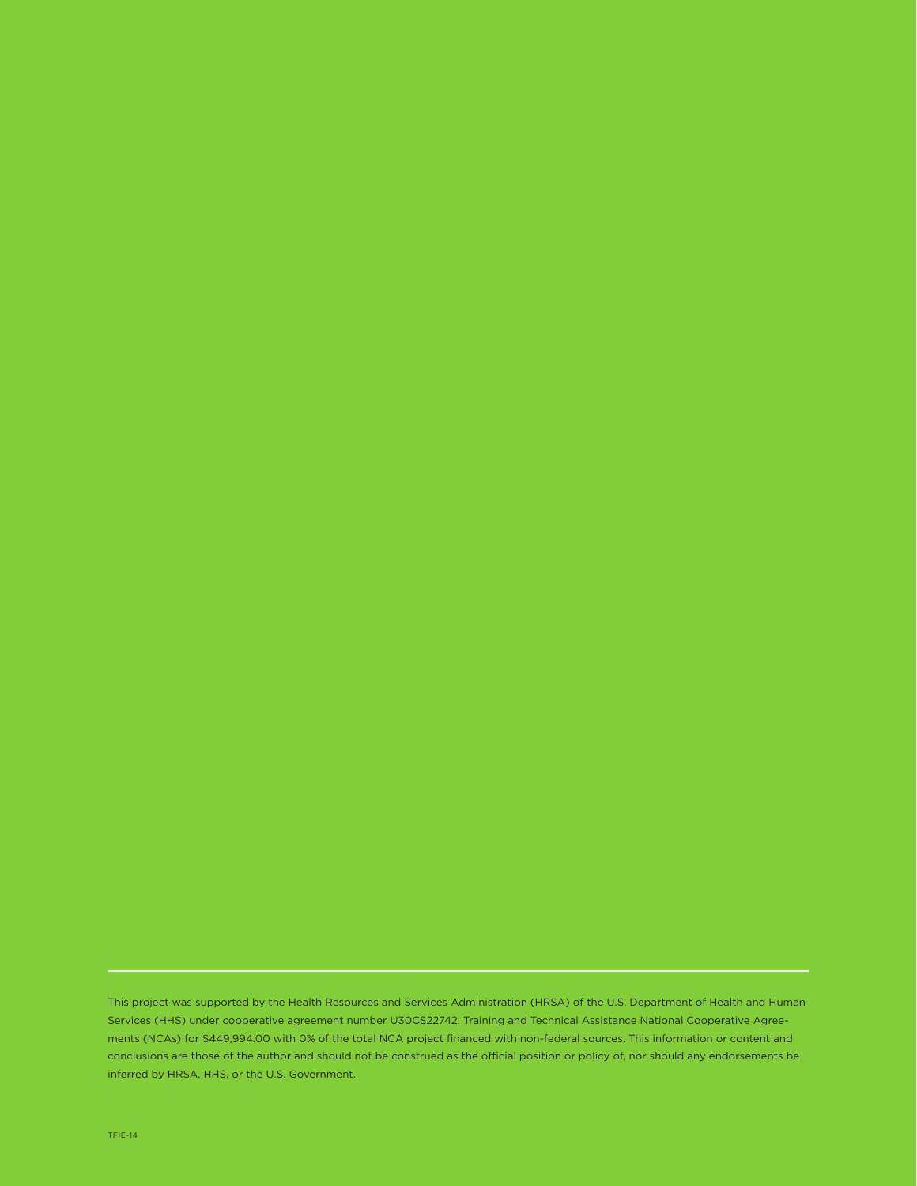This project was supported by the Health Resources and Services Administration (HRSA) of the U.S. Department of Health and Human Services (HHS) under cooperative agreement number U30CS22742, Training and Technical Assistance National Cooperative Agreements (NCAs) for $449,994.00 with 0% of the total NCA project financed with non-federal sources. This information or content and conclusions are those of the author and should not be construed as the official position or policy of, nor should any endorsements be inferred by HRSA, HHS, or the U.S. Government.

TFIE-14